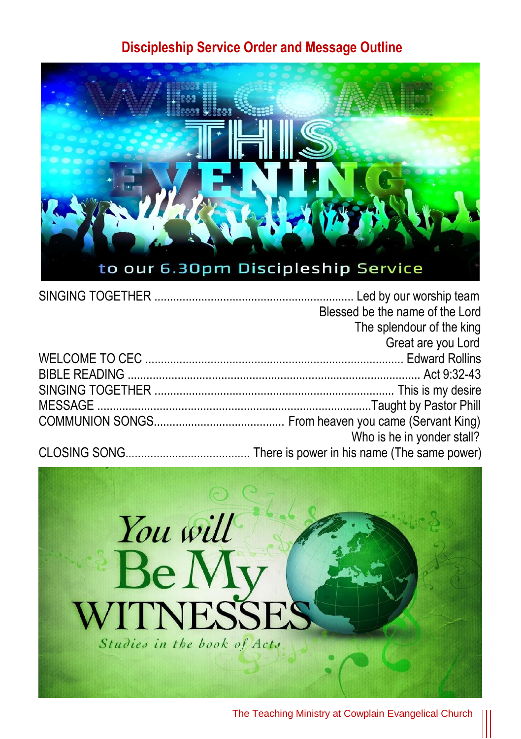## Discipleship Service Order and Message Outline

SINGING TOGETHER ............................................................... Led by our worship team
Blessed be the name of the Lord
The splendour of the king
Great are you Lord

WELCOME TO CEC ................................................................................ Edward Rollins

BIBLE READING ................................................................................................ Act 9:32-43

SINGING TOGETHER ........................................................................... This is my desire

MESSAGE .......................................................................................Taught by Pastor Phill

COMMUNION SONGS.......................................... From heaven you came (Servant King)
Who is he in yonder stall?

CLOSING SONG....................................... There is power in his name (The same power)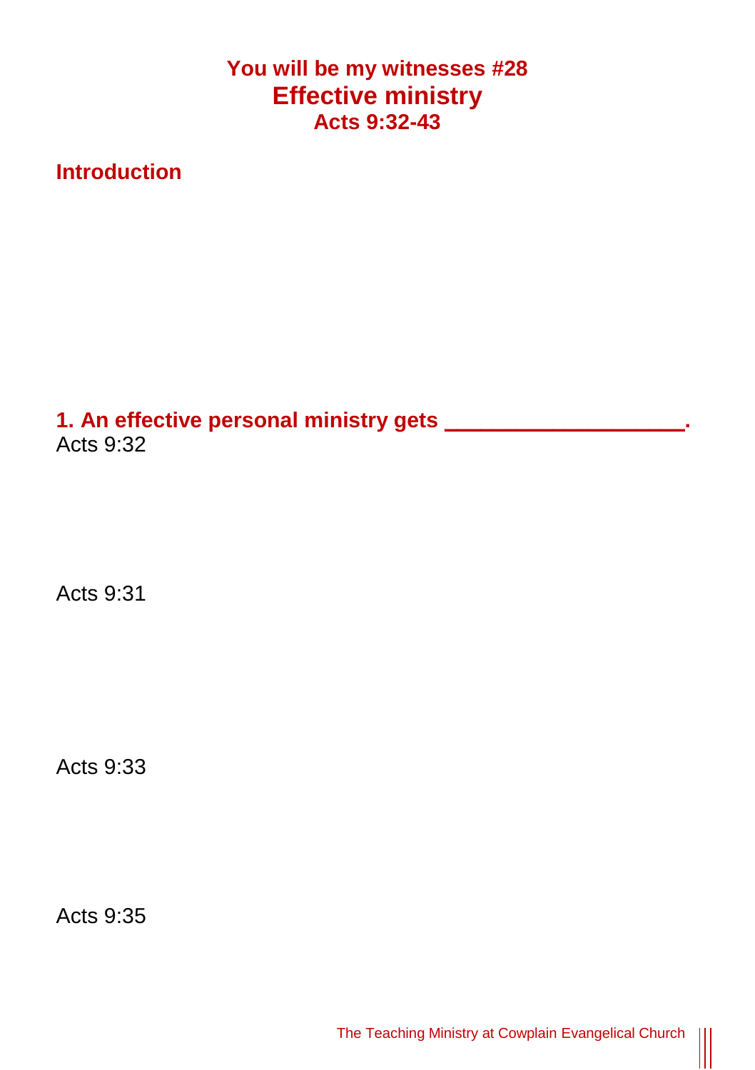**You will be my witnesses #28**

# Effective ministry

**Acts 9:32-43**

## Introduction

## 1. An effective personal ministry gets \_\_\_\_\_\_\_\_\_\_\_\_\_\_\_\_\_\_\_\_.

Acts 9:32

Acts 9:31

Acts 9:33

Acts 9:35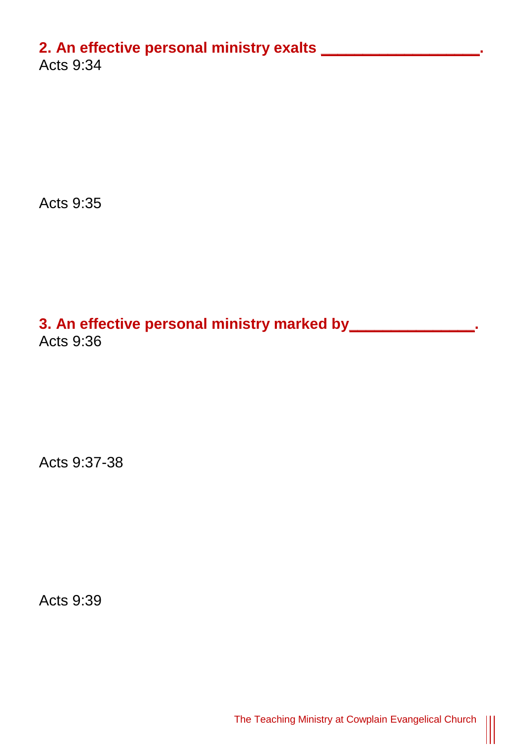**2. An effective personal ministry exalts ________________.**

Acts 9:34

Acts 9:35

**3. An effective personal ministry marked by_____________.**

Acts 9:36

Acts 9:37-38

Acts 9:39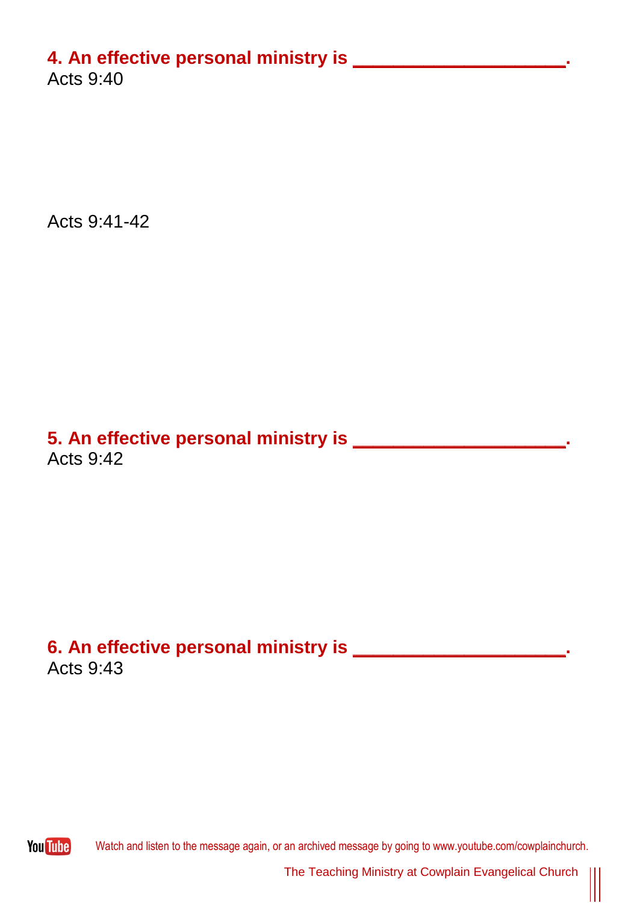**4. An effective personal ministry is ___________________.**

Acts 9:40

Acts 9:41-42

**5. An effective personal ministry is ___________________.**

Acts 9:42

**6. An effective personal ministry is ___________________.**

Acts 9:43

Watch and listen to the message again, or an archived message by going to www.youtube.com/cowplainchurch.

The Teaching Ministry at Cowplain Evangelical Church